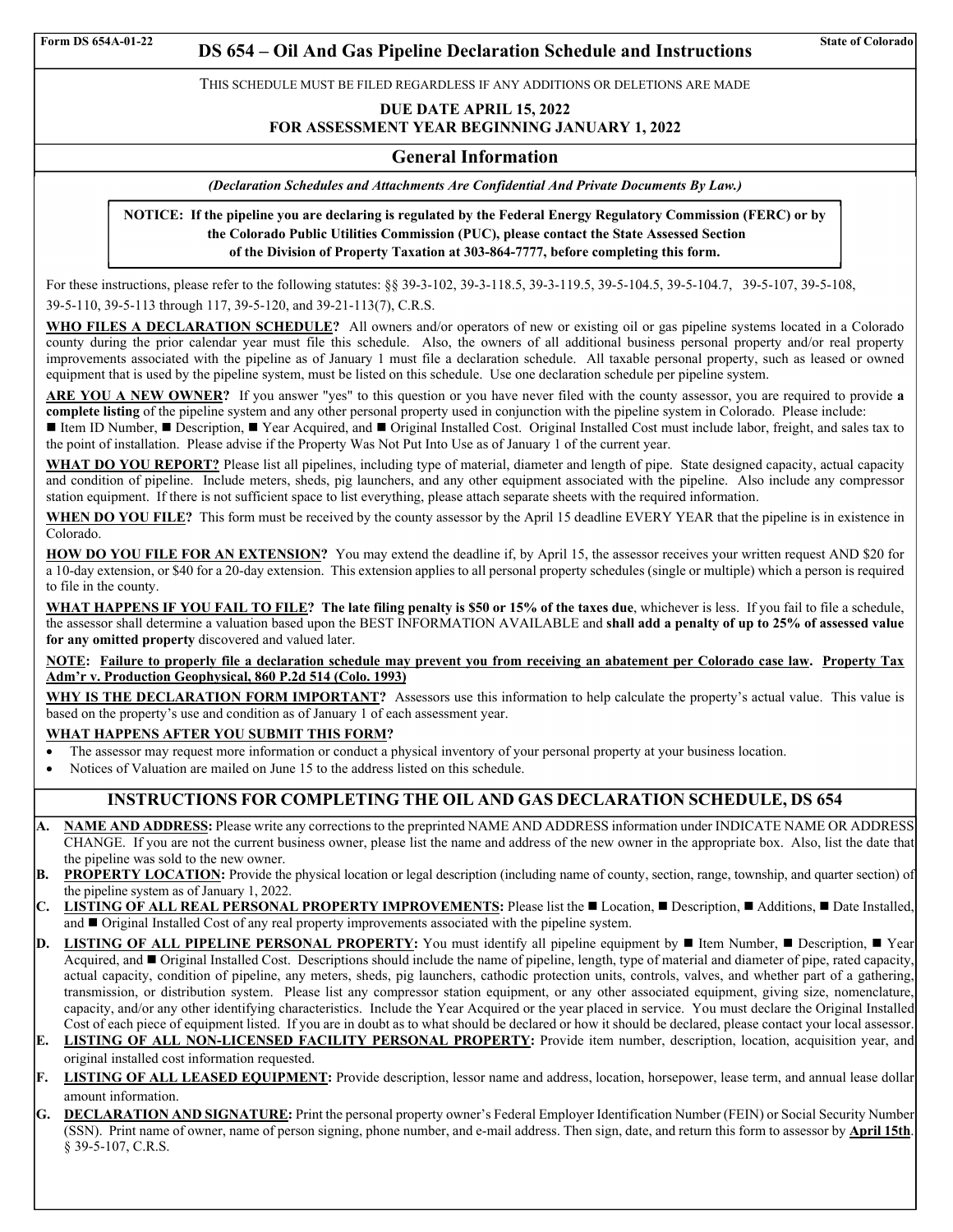Form DS 654A-01-22 — State of Colorado

# DS 654 – Oil And Gas Pipeline Declaration Schedule and Instructions

THIS SCHEDULE MUST BE FILED REGARDLESS IF ANY ADDITIONS OR DELETIONS ARE MADE

**DUE DATE APRIL 15, 2022**
**FOR ASSESSMENT YEAR BEGINNING JANUARY 1, 2022**

## General Information

***(Declaration Schedules and Attachments Are Confidential And Private Documents By Law.)***

**NOTICE: If the pipeline you are declaring is regulated by the Federal Energy Regulatory Commission (FERC) or by the Colorado Public Utilities Commission (PUC), please contact the State Assessed Section of the Division of Property Taxation at 303-864-7777, before completing this form.**

For these instructions, please refer to the following statutes: §§ 39-3-102, 39-3-118.5, 39-3-119.5, 39-5-104.5, 39-5-104.7, 39-5-107, 39-5-108, 39-5-110, 39-5-113 through 117, 39-5-120, and 39-21-113(7), C.R.S.

**WHO FILES A DECLARATION SCHEDULE?** All owners and/or operators of new or existing oil or gas pipeline systems located in a Colorado county during the prior calendar year must file this schedule. Also, the owners of all additional business personal property and/or real property improvements associated with the pipeline as of January 1 must file a declaration schedule. All taxable personal property, such as leased or owned equipment that is used by the pipeline system, must be listed on this schedule. Use one declaration schedule per pipeline system.

**ARE YOU A NEW OWNER?** If you answer "yes" to this question or you have never filed with the county assessor, you are required to provide **a complete listing** of the pipeline system and any other personal property used in conjunction with the pipeline system in Colorado. Please include: ■ Item ID Number, ■ Description, ■ Year Acquired, and ■ Original Installed Cost. Original Installed Cost must include labor, freight, and sales tax to the point of installation. Please advise if the Property Was Not Put Into Use as of January 1 of the current year.

**WHAT DO YOU REPORT?** Please list all pipelines, including type of material, diameter and length of pipe. State designed capacity, actual capacity and condition of pipeline. Include meters, sheds, pig launchers, and any other equipment associated with the pipeline. Also include any compressor station equipment. If there is not sufficient space to list everything, please attach separate sheets with the required information.

**WHEN DO YOU FILE?** This form must be received by the county assessor by the April 15 deadline EVERY YEAR that the pipeline is in existence in Colorado.

**HOW DO YOU FILE FOR AN EXTENSION?** You may extend the deadline if, by April 15, the assessor receives your written request AND $20 for a 10-day extension, or $40 for a 20-day extension. This extension applies to all personal property schedules (single or multiple) which a person is required to file in the county.

**WHAT HAPPENS IF YOU FAIL TO FILE? The late filing penalty is $50 or 15% of the taxes due**, whichever is less. If you fail to file a schedule, the assessor shall determine a valuation based upon the BEST INFORMATION AVAILABLE and **shall add a penalty of up to 25% of assessed value for any omitted property** discovered and valued later.

**NOTE: Failure to properly file a declaration schedule may prevent you from receiving an abatement per Colorado case law. Property Tax Adm'r v. Production Geophysical, 860 P.2d 514 (Colo. 1993)**

**WHY IS THE DECLARATION FORM IMPORTANT?** Assessors use this information to help calculate the property's actual value. This value is based on the property's use and condition as of January 1 of each assessment year.

**WHAT HAPPENS AFTER YOU SUBMIT THIS FORM?**

- The assessor may request more information or conduct a physical inventory of your personal property at your business location.
- Notices of Valuation are mailed on June 15 to the address listed on this schedule.

## INSTRUCTIONS FOR COMPLETING THE OIL AND GAS DECLARATION SCHEDULE, DS 654

**A. NAME AND ADDRESS:** Please write any corrections to the preprinted NAME AND ADDRESS information under INDICATE NAME OR ADDRESS CHANGE. If you are not the current business owner, please list the name and address of the new owner in the appropriate box. Also, list the date that the pipeline was sold to the new owner.

**B. PROPERTY LOCATION:** Provide the physical location or legal description (including name of county, section, range, township, and quarter section) of the pipeline system as of January 1, 2022.

**C. LISTING OF ALL REAL PERSONAL PROPERTY IMPROVEMENTS:** Please list the ■ Location, ■ Description, ■ Additions, ■ Date Installed, and ■ Original Installed Cost of any real property improvements associated with the pipeline system.

**D. LISTING OF ALL PIPELINE PERSONAL PROPERTY:** You must identify all pipeline equipment by ■ Item Number, ■ Description, ■ Year Acquired, and ■ Original Installed Cost. Descriptions should include the name of pipeline, length, type of material and diameter of pipe, rated capacity, actual capacity, condition of pipeline, any meters, sheds, pig launchers, cathodic protection units, controls, valves, and whether part of a gathering, transmission, or distribution system. Please list any compressor station equipment, or any other associated equipment, giving size, nomenclature, capacity, and/or any other identifying characteristics. Include the Year Acquired or the year placed in service. You must declare the Original Installed Cost of each piece of equipment listed. If you are in doubt as to what should be declared or how it should be declared, please contact your local assessor.

**E. LISTING OF ALL NON-LICENSED FACILITY PERSONAL PROPERTY:** Provide item number, description, location, acquisition year, and original installed cost information requested.

**F. LISTING OF ALL LEASED EQUIPMENT:** Provide description, lessor name and address, location, horsepower, lease term, and annual lease dollar amount information.

**G. DECLARATION AND SIGNATURE:** Print the personal property owner's Federal Employer Identification Number (FEIN) or Social Security Number (SSN). Print name of owner, name of person signing, phone number, and e-mail address. Then sign, date, and return this form to assessor by **April 15th**. § 39-5-107, C.R.S.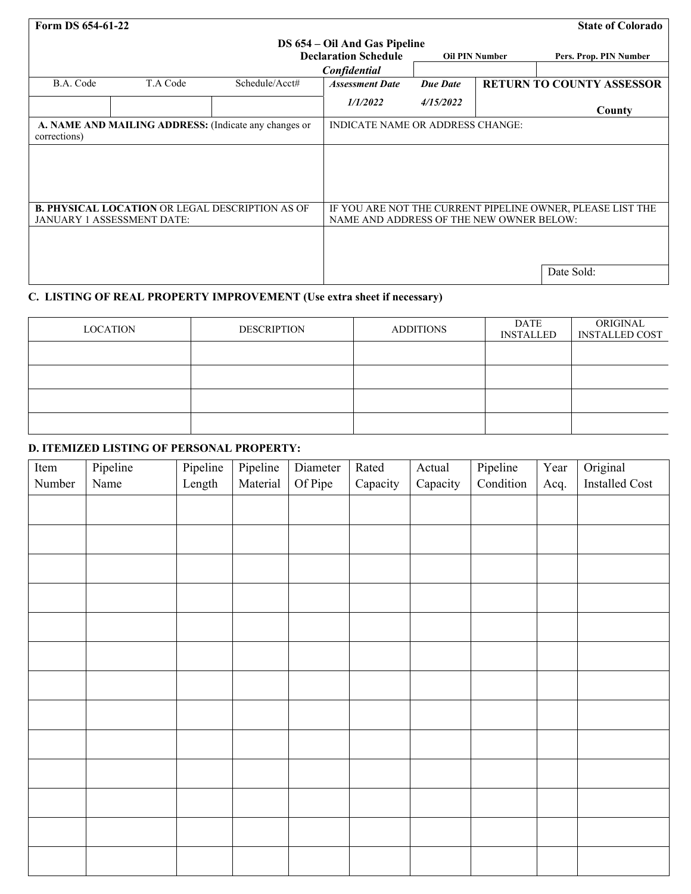| Form DS 654-61-22 | | | | | State of Colorado |
|---|---|---|---|---|---|
| | | | **DS 654 – Oil And Gas Pipeline Declaration Schedule** ***Confidential*** | **Oil PIN Number** | **Pers. Prop. PIN Number** |
| B.A. Code | T.A Code | Schedule/Acct# | ***Assessment Date*** ***1/1/2022*** | ***Due Date*** ***4/15/2022*** | **RETURN TO COUNTY ASSESSOR** **County** |
| | | | | | |

| **A. NAME AND MAILING ADDRESS:** (Indicate any changes or corrections) | INDICATE NAME OR ADDRESS CHANGE: |
|---|---|
| | |
| **B. PHYSICAL LOCATION** OR LEGAL DESCRIPTION AS OF JANUARY 1 ASSESSMENT DATE: | IF YOU ARE NOT THE CURRENT PIPELINE OWNER, PLEASE LIST THE NAME AND ADDRESS OF THE NEW OWNER BELOW: |
| | Date Sold: |

## C. LISTING OF REAL PROPERTY IMPROVEMENT (Use extra sheet if necessary)

| LOCATION | DESCRIPTION | ADDITIONS | DATE INSTALLED | ORIGINAL INSTALLED COST |
|---|---|---|---|---|
| | | | | |
| | | | | |
| | | | | |
| | | | | |

## D. ITEMIZED LISTING OF PERSONAL PROPERTY:

| Item Number | Pipeline Name | Pipeline Length | Pipeline Material | Diameter Of Pipe | Rated Capacity | Actual Capacity | Pipeline Condition | Year Acq. | Original Installed Cost |
|---|---|---|---|---|---|---|---|---|---|
| | | | | | | | | | |
| | | | | | | | | | |
| | | | | | | | | | |
| | | | | | | | | | |
| | | | | | | | | | |
| | | | | | | | | | |
| | | | | | | | | | |
| | | | | | | | | | |
| | | | | | | | | | |
| | | | | | | | | | |
| | | | | | | | | | |
| | | | | | | | | | |
| | | | | | | | | | |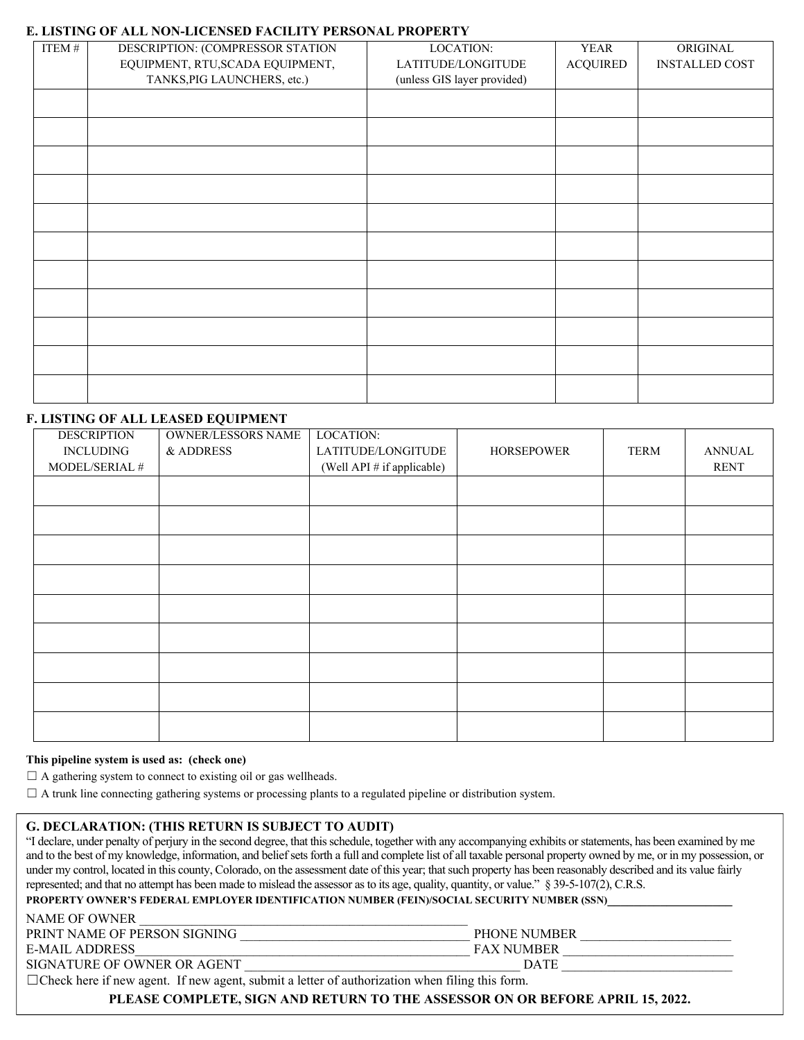**E. LISTING OF ALL NON-LICENSED FACILITY PERSONAL PROPERTY**

| ITEM # | DESCRIPTION: (COMPRESSOR STATION EQUIPMENT, RTU,SCADA EQUIPMENT, TANKS,PIG LAUNCHERS, etc.) | LOCATION: LATITUDE/LONGITUDE (unless GIS layer provided) | YEAR ACQUIRED | ORIGINAL INSTALLED COST |
|---|---|---|---|---|
| | | | | |
| | | | | |
| | | | | |
| | | | | |
| | | | | |
| | | | | |
| | | | | |
| | | | | |
| | | | | |
| | | | | |
| | | | | |

**F. LISTING OF ALL LEASED EQUIPMENT**

| DESCRIPTION INCLUDING MODEL/SERIAL # | OWNER/LESSORS NAME & ADDRESS | LOCATION: LATITUDE/LONGITUDE (Well API # if applicable) | HORSEPOWER | TERM | ANNUAL RENT |
|---|---|---|---|---|---|
| | | | | | |
| | | | | | |
| | | | | | |
| | | | | | |
| | | | | | |
| | | | | | |
| | | | | | |
| | | | | | |
| | | | | | |

**This pipeline system is used as: (check one)**

☐ A gathering system to connect to existing oil or gas wellheads.

☐ A trunk line connecting gathering systems or processing plants to a regulated pipeline or distribution system.

**G. DECLARATION: (THIS RETURN IS SUBJECT TO AUDIT)**

"I declare, under penalty of perjury in the second degree, that this schedule, together with any accompanying exhibits or statements, has been examined by me and to the best of my knowledge, information, and belief sets forth a full and complete list of all taxable personal property owned by me, or in my possession, or under my control, located in this county, Colorado, on the assessment date of this year; that such property has been reasonably described and its value fairly represented; and that no attempt has been made to mislead the assessor as to its age, quality, quantity, or value." § 39-5-107(2), C.R.S.

**PROPERTY OWNER'S FEDERAL EMPLOYER IDENTIFICATION NUMBER (FEIN)/SOCIAL SECURITY NUMBER (SSN)**\_\_\_\_\_\_\_\_\_\_\_\_\_\_\_\_\_\_\_\_

NAME OF OWNER \_\_\_\_\_\_\_\_\_\_\_\_\_\_\_\_\_\_\_\_\_\_\_\_\_\_\_\_\_\_\_\_\_\_\_\_\_\_\_\_\_\_\_\_

PRINT NAME OF PERSON SIGNING \_\_\_\_\_\_\_\_\_\_\_\_\_\_\_\_\_\_\_\_\_\_\_\_\_\_\_\_\_\_ PHONE NUMBER \_\_\_\_\_\_\_\_\_\_\_\_\_\_\_\_\_\_\_\_

E-MAIL ADDRESS\_\_\_\_\_\_\_\_\_\_\_\_\_\_\_\_\_\_\_\_\_\_\_\_\_\_\_\_\_\_\_\_\_\_\_\_\_\_\_\_\_\_ FAX NUMBER \_\_\_\_\_\_\_\_\_\_\_\_\_\_\_\_\_\_\_\_\_\_\_

SIGNATURE OF OWNER OR AGENT \_\_\_\_\_\_\_\_\_\_\_\_\_\_\_\_\_\_\_\_\_\_\_\_\_\_\_\_\_\_\_\_\_\_\_\_\_\_ DATE \_\_\_\_\_\_\_\_\_\_\_\_\_\_\_\_\_\_\_\_\_\_\_

☐Check here if new agent. If new agent, submit a letter of authorization when filing this form.

**PLEASE COMPLETE, SIGN AND RETURN TO THE ASSESSOR ON OR BEFORE APRIL 15, 2022.**